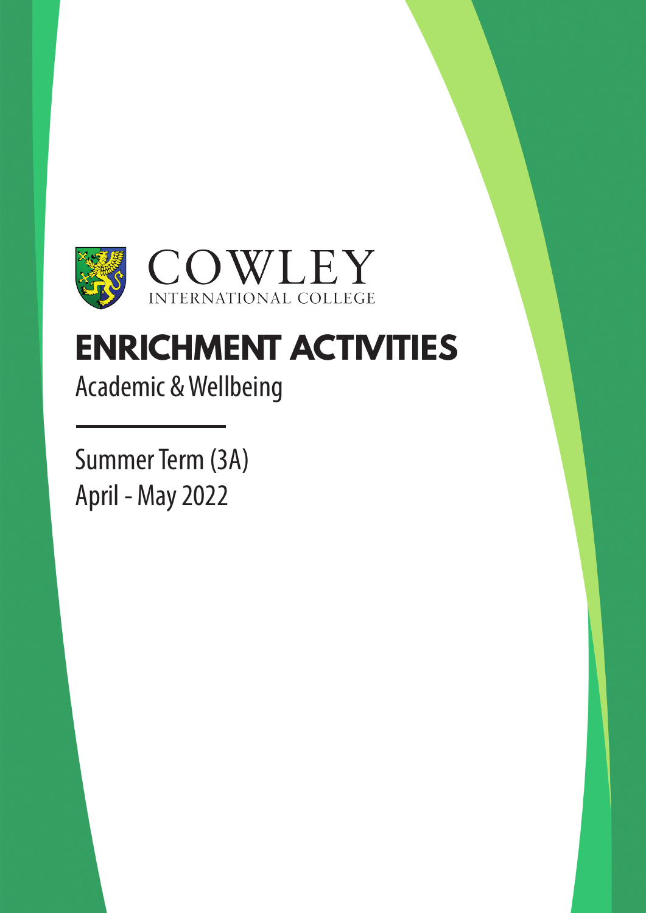COWLEY
INTERNATIONAL COLLEGE

# ENRICHMENT ACTIVITIES

Academic & Wellbeing

Summer Term (3A)
April - May 2022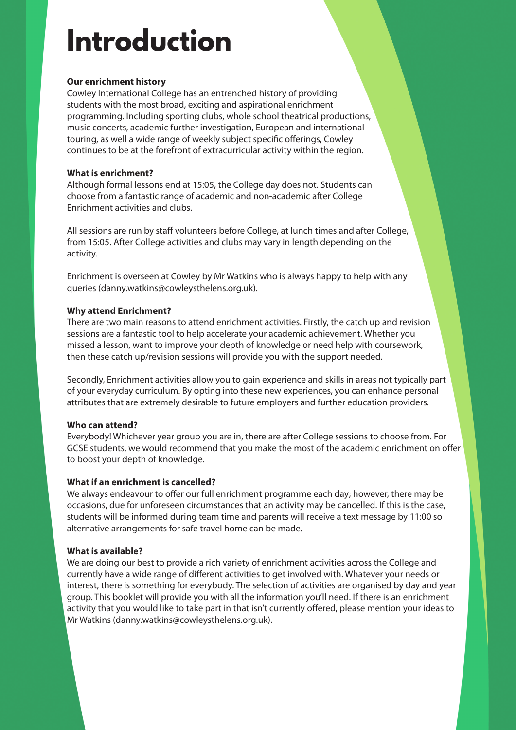# Introduction

**Our enrichment history**

Cowley International College has an entrenched history of providing students with the most broad, exciting and aspirational enrichment programming. Including sporting clubs, whole school theatrical productions, music concerts, academic further investigation, European and international touring, as well as a wide range of weekly subject specific offerings, Cowley continues to be at the forefront of extracurricular activity within the region.

**What is enrichment?**

Although formal lessons end at 15:05, the College day does not. Students can choose from a fantastic range of academic and non-academic after College Enrichment activities and clubs.

All sessions are run by staff volunteers before College, at lunch times and after College, from 15:05. After College activities and clubs may vary in length depending on the activity.

Enrichment is overseen at Cowley by Mr Watkins who is always happy to help with any queries (danny.watkins@cowleysthelens.org.uk).

**Why attend Enrichment?**

There are two main reasons to attend enrichment activities. Firstly, the catch up and revision sessions are a fantastic tool to help accelerate your academic achievement. Whether you missed a lesson, want to improve your depth of knowledge or need help with coursework, then these catch up/revision sessions will provide you with the support needed.

Secondly, Enrichment activities allow you to gain experience and skills in areas not typically part of your everyday curriculum. By opting into these new experiences, you can enhance personal attributes that are extremely desirable to future employers and further education providers.

**Who can attend?**

Everybody! Whichever year group you are in, there are after College sessions to choose from. For GCSE students, we would recommend that you make the most of the academic enrichment on offer to boost your depth of knowledge.

**What if an enrichment is cancelled?**

We always endeavour to offer our full enrichment programme each day; however, there may be occasions, due for unforeseen circumstances that an activity may be cancelled. If this is the case, students will be informed during team time and parents will receive a text message by 11:00 so alternative arrangements for safe travel home can be made.

**What is available?**

We are doing our best to provide a rich variety of enrichment activities across the College and currently have a wide range of different activities to get involved with. Whatever your needs or interest, there is something for everybody. The selection of activities are organised by day and year group. This booklet will provide you with all the information you'll need. If there is an enrichment activity that you would like to take part in that isn't currently offered, please mention your ideas to Mr Watkins (danny.watkins@cowleysthelens.org.uk).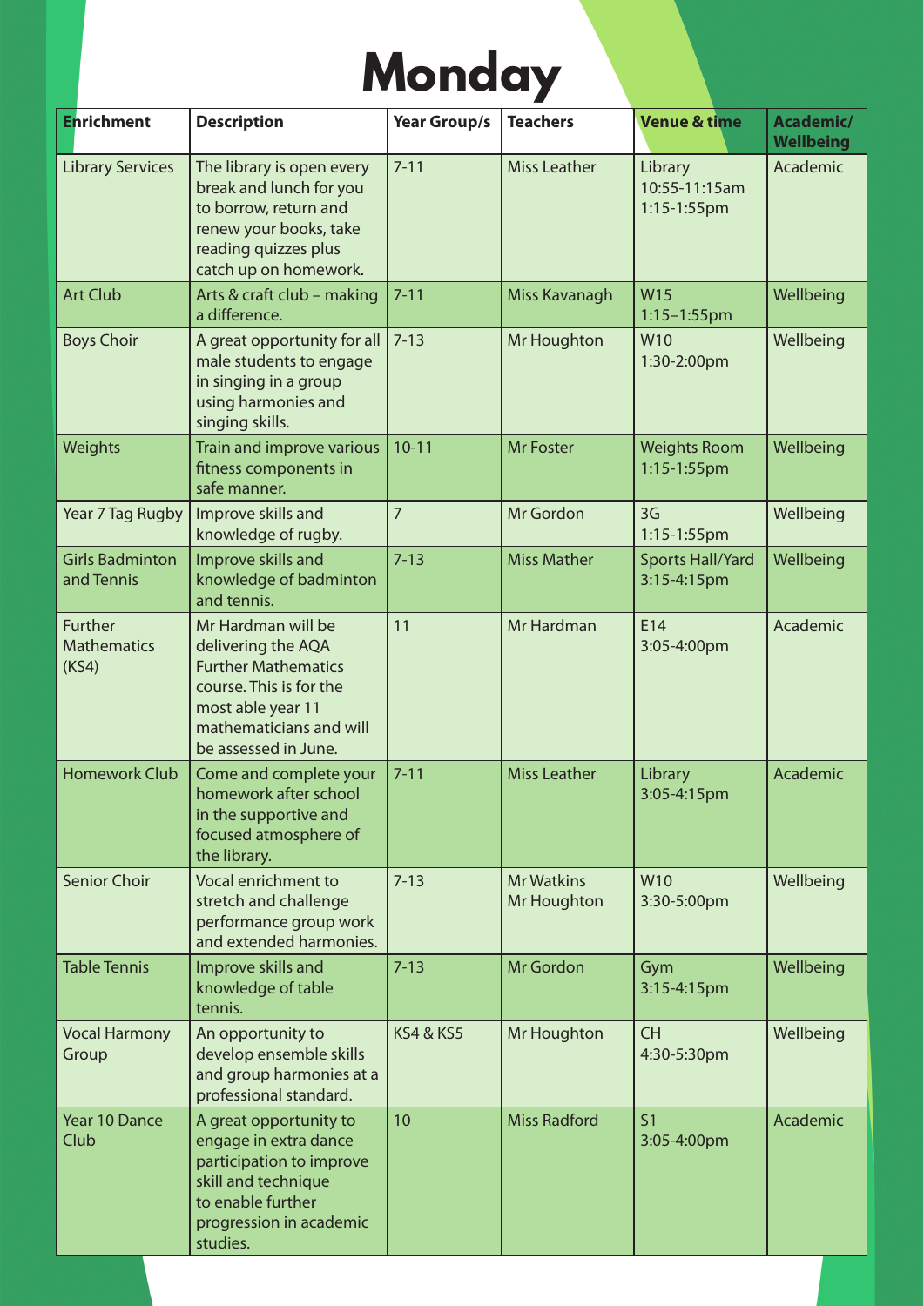# Monday

| Enrichment | Description | Year Group/s | Teachers | Venue & time | Academic/ Wellbeing |
|---|---|---|---|---|---|
| Library Services | The library is open every break and lunch for you to borrow, return and renew your books, take reading quizzes plus catch up on homework. | 7-11 | Miss Leather | Library 10:55-11:15am 1:15-1:55pm | Academic |
| Art Club | Arts & craft club – making a difference. | 7-11 | Miss Kavanagh | W15 1:15–1:55pm | Wellbeing |
| Boys Choir | A great opportunity for all male students to engage in singing in a group using harmonies and singing skills. | 7-13 | Mr Houghton | W10 1:30-2:00pm | Wellbeing |
| Weights | Train and improve various fitness components in safe manner. | 10-11 | Mr Foster | Weights Room 1:15-1:55pm | Wellbeing |
| Year 7 Tag Rugby | Improve skills and knowledge of rugby. | 7 | Mr Gordon | 3G 1:15-1:55pm | Wellbeing |
| Girls Badminton and Tennis | Improve skills and knowledge of badminton and tennis. | 7-13 | Miss Mather | Sports Hall/Yard 3:15-4:15pm | Wellbeing |
| Further Mathematics (KS4) | Mr Hardman will be delivering the AQA Further Mathematics course. This is for the most able year 11 mathematicians and will be assessed in June. | 11 | Mr Hardman | E14 3:05-4:00pm | Academic |
| Homework Club | Come and complete your homework after school in the supportive and focused atmosphere of the library. | 7-11 | Miss Leather | Library 3:05-4:15pm | Academic |
| Senior Choir | Vocal enrichment to stretch and challenge performance group work and extended harmonies. | 7-13 | Mr Watkins Mr Houghton | W10 3:30-5:00pm | Wellbeing |
| Table Tennis | Improve skills and knowledge of table tennis. | 7-13 | Mr Gordon | Gym 3:15-4:15pm | Wellbeing |
| Vocal Harmony Group | An opportunity to develop ensemble skills and group harmonies at a professional standard. | KS4 & KS5 | Mr Houghton | CH 4:30-5:30pm | Wellbeing |
| Year 10 Dance Club | A great opportunity to engage in extra dance participation to improve skill and technique to enable further progression in academic studies. | 10 | Miss Radford | S1 3:05-4:00pm | Academic |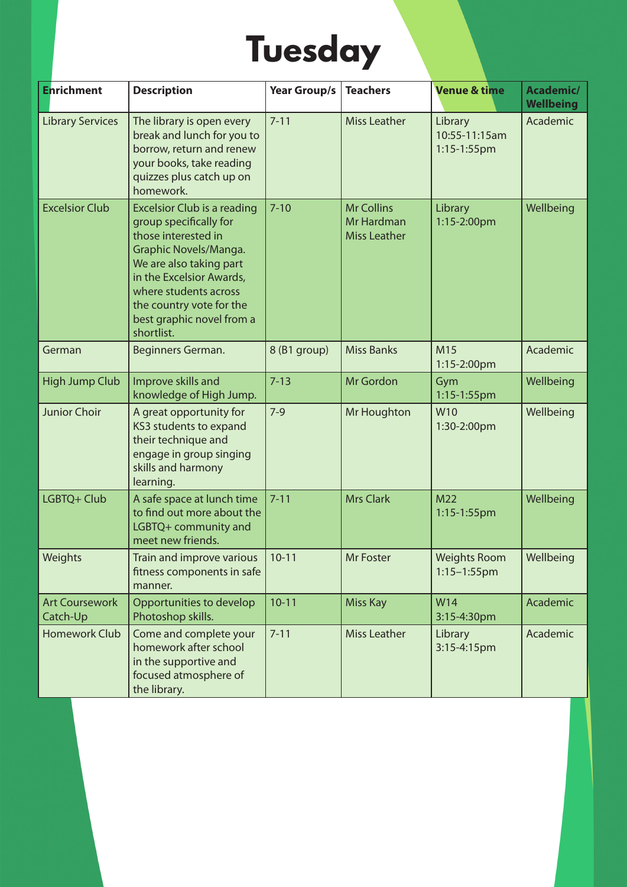# Tuesday

| Enrichment | Description | Year Group/s | Teachers | Venue & time | Academic/ Wellbeing |
|---|---|---|---|---|---|
| Library Services | The library is open every break and lunch for you to borrow, return and renew your books, take reading quizzes plus catch up on homework. | 7-11 | Miss Leather | Library 10:55-11:15am 1:15-1:55pm | Academic |
| Excelsior Club | Excelsior Club is a reading group specifically for those interested in Graphic Novels/Manga. We are also taking part in the Excelsior Awards, where students across the country vote for the best graphic novel from a shortlist. | 7-10 | Mr Collins Mr Hardman Miss Leather | Library 1:15-2:00pm | Wellbeing |
| German | Beginners German. | 8 (B1 group) | Miss Banks | M15 1:15-2:00pm | Academic |
| High Jump Club | Improve skills and knowledge of High Jump. | 7-13 | Mr Gordon | Gym 1:15-1:55pm | Wellbeing |
| Junior Choir | A great opportunity for KS3 students to expand their technique and engage in group singing skills and harmony learning. | 7-9 | Mr Houghton | W10 1:30-2:00pm | Wellbeing |
| LGBTQ+ Club | A safe space at lunch time to find out more about the LGBTQ+ community and meet new friends. | 7-11 | Mrs Clark | M22 1:15-1:55pm | Wellbeing |
| Weights | Train and improve various fitness components in safe manner. | 10-11 | Mr Foster | Weights Room 1:15–1:55pm | Wellbeing |
| Art Coursework Catch-Up | Opportunities to develop Photoshop skills. | 10-11 | Miss Kay | W14 3:15-4:30pm | Academic |
| Homework Club | Come and complete your homework after school in the supportive and focused atmosphere of the library. | 7-11 | Miss Leather | Library 3:15-4:15pm | Academic |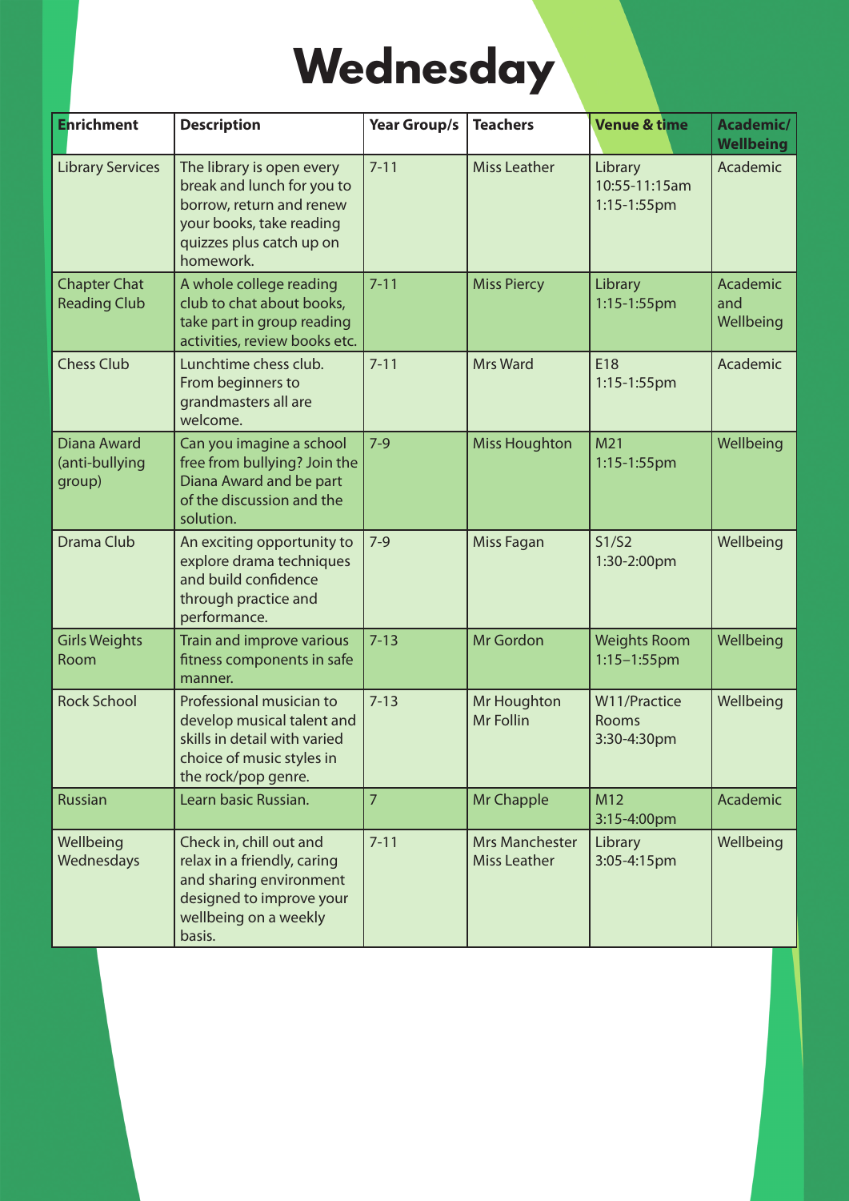# Wednesday

| Enrichment | Description | Year Group/s | Teachers | Venue & time | Academic/ Wellbeing |
|---|---|---|---|---|---|
| Library Services | The library is open every break and lunch for you to borrow, return and renew your books, take reading quizzes plus catch up on homework. | 7-11 | Miss Leather | Library 10:55-11:15am 1:15-1:55pm | Academic |
| Chapter Chat Reading Club | A whole college reading club to chat about books, take part in group reading activities, review books etc. | 7-11 | Miss Piercy | Library 1:15-1:55pm | Academic and Wellbeing |
| Chess Club | Lunchtime chess club. From beginners to grandmasters all are welcome. | 7-11 | Mrs Ward | E18 1:15-1:55pm | Academic |
| Diana Award (anti-bullying group) | Can you imagine a school free from bullying? Join the Diana Award and be part of the discussion and the solution. | 7-9 | Miss Houghton | M21 1:15-1:55pm | Wellbeing |
| Drama Club | An exciting opportunity to explore drama techniques and build confidence through practice and performance. | 7-9 | Miss Fagan | S1/S2 1:30-2:00pm | Wellbeing |
| Girls Weights Room | Train and improve various fitness components in safe manner. | 7-13 | Mr Gordon | Weights Room 1:15–1:55pm | Wellbeing |
| Rock School | Professional musician to develop musical talent and skills in detail with varied choice of music styles in the rock/pop genre. | 7-13 | Mr Houghton Mr Follin | W11/Practice Rooms 3:30-4:30pm | Wellbeing |
| Russian | Learn basic Russian. | 7 | Mr Chapple | M12 3:15-4:00pm | Academic |
| Wellbeing Wednesdays | Check in, chill out and relax in a friendly, caring and sharing environment designed to improve your wellbeing on a weekly basis. | 7-11 | Mrs Manchester Miss Leather | Library 3:05-4:15pm | Wellbeing |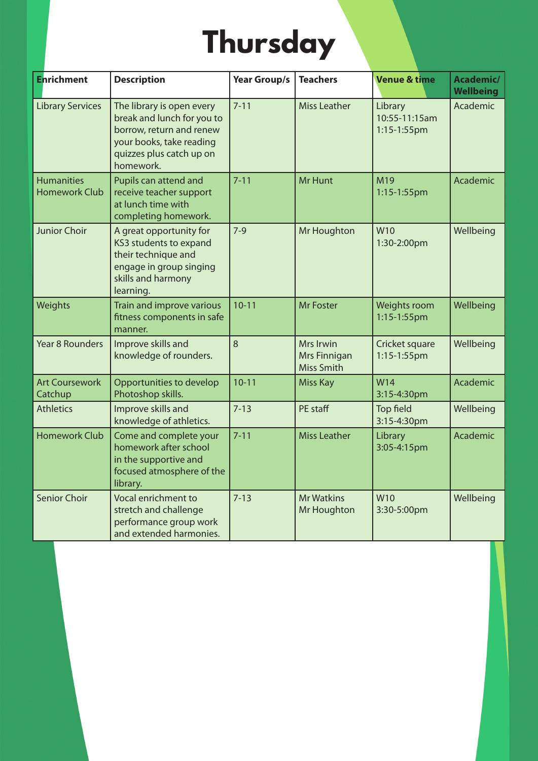# Thursday

| Enrichment | Description | Year Group/s | Teachers | Venue & time | Academic/ Wellbeing |
|---|---|---|---|---|---|
| Library Services | The library is open every break and lunch for you to borrow, return and renew your books, take reading quizzes plus catch up on homework. | 7-11 | Miss Leather | Library<br>10:55-11:15am<br>1:15-1:55pm | Academic |
| Humanities Homework Club | Pupils can attend and receive teacher support at lunch time with completing homework. | 7-11 | Mr Hunt | M19<br>1:15-1:55pm | Academic |
| Junior Choir | A great opportunity for KS3 students to expand their technique and engage in group singing skills and harmony learning. | 7-9 | Mr Houghton | W10<br>1:30-2:00pm | Wellbeing |
| Weights | Train and improve various fitness components in safe manner. | 10-11 | Mr Foster | Weights room<br>1:15-1:55pm | Wellbeing |
| Year 8 Rounders | Improve skills and knowledge of rounders. | 8 | Mrs Irwin<br>Mrs Finnigan<br>Miss Smith | Cricket square<br>1:15-1:55pm | Wellbeing |
| Art Coursework Catchup | Opportunities to develop Photoshop skills. | 10-11 | Miss Kay | W14<br>3:15-4:30pm | Academic |
| Athletics | Improve skills and knowledge of athletics. | 7-13 | PE staff | Top field<br>3:15-4:30pm | Wellbeing |
| Homework Club | Come and complete your homework after school in the supportive and focused atmosphere of the library. | 7-11 | Miss Leather | Library<br>3:05-4:15pm | Academic |
| Senior Choir | Vocal enrichment to stretch and challenge performance group work and extended harmonies. | 7-13 | Mr Watkins<br>Mr Houghton | W10<br>3:30-5:00pm | Wellbeing |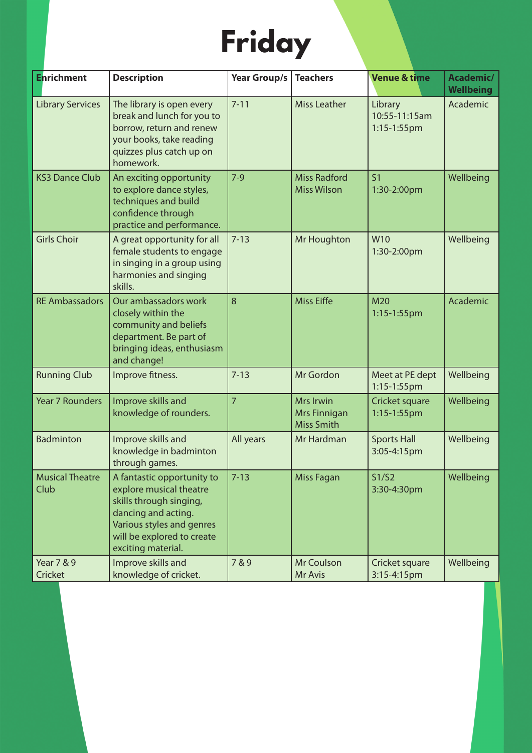# Friday

| Enrichment | Description | Year Group/s | Teachers | Venue & time | Academic/ Wellbeing |
|---|---|---|---|---|---|
| Library Services | The library is open every break and lunch for you to borrow, return and renew your books, take reading quizzes plus catch up on homework. | 7-11 | Miss Leather | Library 10:55-11:15am 1:15-1:55pm | Academic |
| KS3 Dance Club | An exciting opportunity to explore dance styles, techniques and build confidence through practice and performance. | 7-9 | Miss Radford Miss Wilson | S1 1:30-2:00pm | Wellbeing |
| Girls Choir | A great opportunity for all female students to engage in singing in a group using harmonies and singing skills. | 7-13 | Mr Houghton | W10 1:30-2:00pm | Wellbeing |
| RE Ambassadors | Our ambassadors work closely within the community and beliefs department. Be part of bringing ideas, enthusiasm and change! | 8 | Miss Eiffe | M20 1:15-1:55pm | Academic |
| Running Club | Improve fitness. | 7-13 | Mr Gordon | Meet at PE dept 1:15-1:55pm | Wellbeing |
| Year 7 Rounders | Improve skills and knowledge of rounders. | 7 | Mrs Irwin Mrs Finnigan Miss Smith | Cricket square 1:15-1:55pm | Wellbeing |
| Badminton | Improve skills and knowledge in badminton through games. | All years | Mr Hardman | Sports Hall 3:05-4:15pm | Wellbeing |
| Musical Theatre Club | A fantastic opportunity to explore musical theatre skills through singing, dancing and acting. Various styles and genres will be explored to create exciting material. | 7-13 | Miss Fagan | S1/S2 3:30-4:30pm | Wellbeing |
| Year 7 & 9 Cricket | Improve skills and knowledge of cricket. | 7 & 9 | Mr Coulson Mr Avis | Cricket square 3:15-4:15pm | Wellbeing |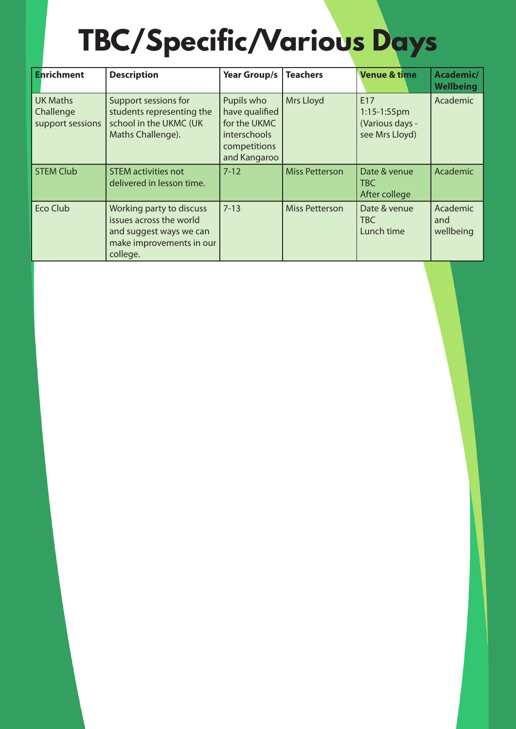# TBC/Specific/Various Days

| Enrichment | Description | Year Group/s | Teachers | Venue & time | Academic/ Wellbeing |
|---|---|---|---|---|---|
| UK Maths Challenge support sessions | Support sessions for students representing the school in the UKMC (UK Maths Challenge). | Pupils who have qualified for the UKMC interschools competitions and Kangaroo | Mrs Lloyd | E17 1:15-1:55pm (Various days - see Mrs Lloyd) | Academic |
| STEM Club | STEM activities not delivered in lesson time. | 7-12 | Miss Petterson | Date & venue TBC After college | Academic |
| Eco Club | Working party to discuss issues across the world and suggest ways we can make improvements in our college. | 7-13 | Miss Petterson | Date & venue TBC Lunch time | Academic and wellbeing |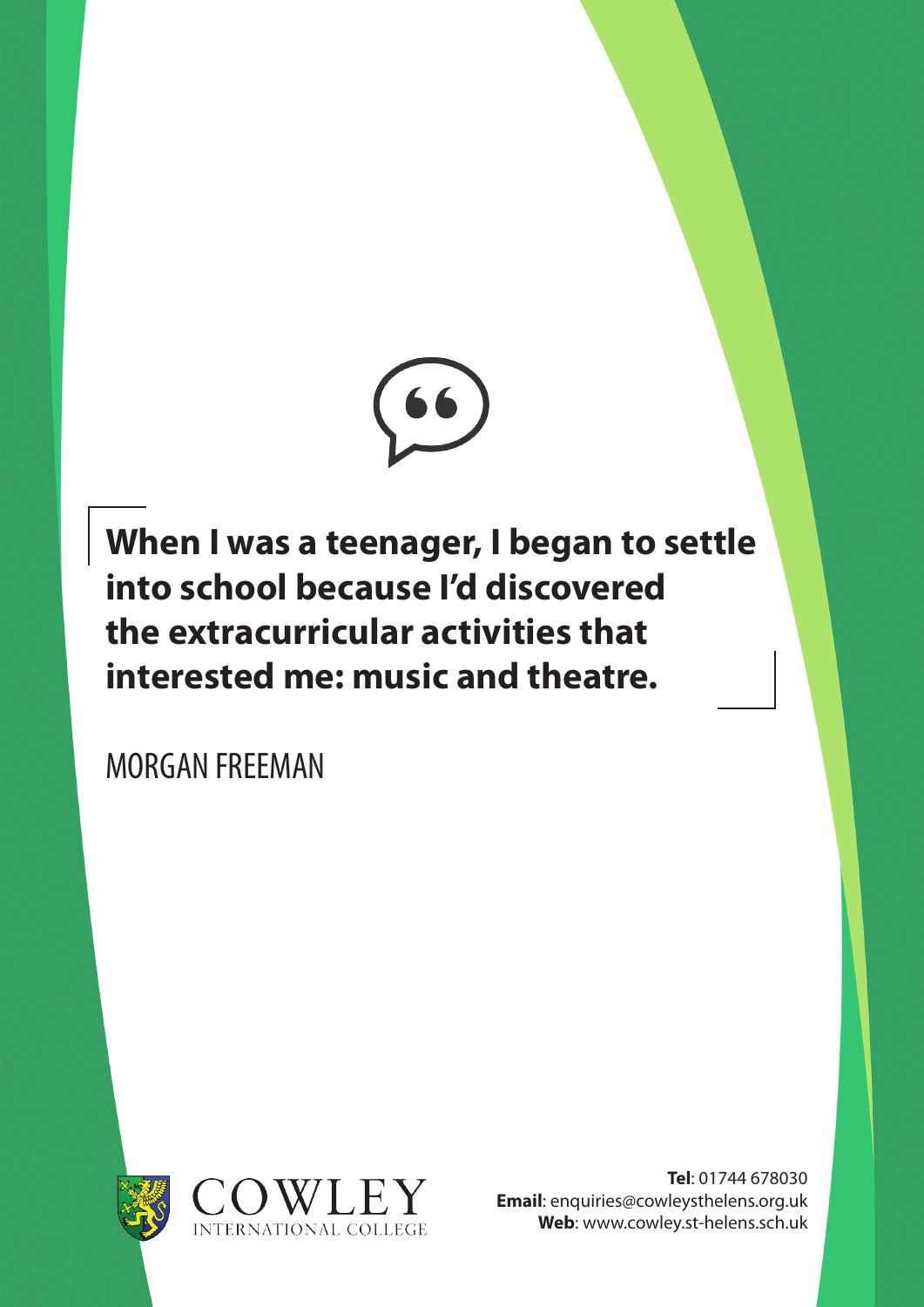**When I was a teenager, I began to settle into school because I'd discovered the extracurricular activities that interested me: music and theatre.**

MORGAN FREEMAN

COWLEY
INTERNATIONAL COLLEGE

**Tel**: 01744 678030
**Email**: enquiries@cowleysthelens.org.uk
**Web**: www.cowley.st-helens.sch.uk